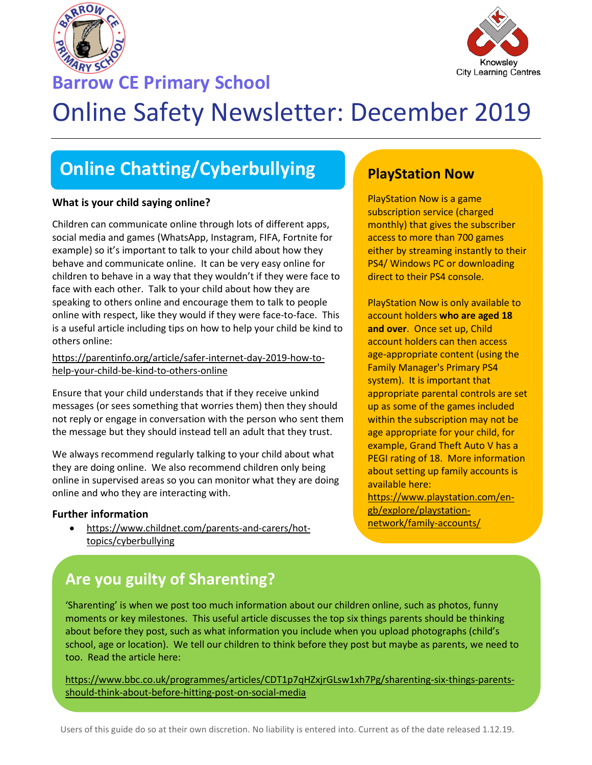Barrow CE Primary School

Knowsley City Learning Centres

# Online Safety Newsletter: December 2019

## Online Chatting/Cyberbullying

**What is your child saying online?**

Children can communicate online through lots of different apps, social media and games (WhatsApp, Instagram, FIFA, Fortnite for example) so it's important to talk to your child about how they behave and communicate online. It can be very easy online for children to behave in a way that they wouldn't if they were face to face with each other. Talk to your child about how they are speaking to others online and encourage them to talk to people online with respect, like they would if they were face-to-face. This is a useful article including tips on how to help your child be kind to others online:

https://parentinfo.org/article/safer-internet-day-2019-how-to-help-your-child-be-kind-to-others-online

Ensure that your child understands that if they receive unkind messages (or sees something that worries them) then they should not reply or engage in conversation with the person who sent them the message but they should instead tell an adult that they trust.

We always recommend regularly talking to your child about what they are doing online. We also recommend children only being online in supervised areas so you can monitor what they are doing online and who they are interacting with.

**Further information**

- https://www.childnet.com/parents-and-carers/hot-topics/cyberbullying

## PlayStation Now

PlayStation Now is a game subscription service (charged monthly) that gives the subscriber access to more than 700 games either by streaming instantly to their PS4/ Windows PC or downloading direct to their PS4 console.

PlayStation Now is only available to account holders **who are aged 18 and over**. Once set up, Child account holders can then access age-appropriate content (using the Family Manager's Primary PS4 system). It is important that appropriate parental controls are set up as some of the games included within the subscription may not be age appropriate for your child, for example, Grand Theft Auto V has a PEGI rating of 18. More information about setting up family accounts is available here: https://www.playstation.com/en-gb/explore/playstation-network/family-accounts/

## Are you guilty of Sharenting?

'Sharenting' is when we post too much information about our children online, such as photos, funny moments or key milestones. This useful article discusses the top six things parents should be thinking about before they post, such as what information you include when you upload photographs (child's school, age or location). We tell our children to think before they post but maybe as parents, we need to too. Read the article here:

https://www.bbc.co.uk/programmes/articles/CDT1p7qHZxjrGLsw1xh7Pg/sharenting-six-things-parents-should-think-about-before-hitting-post-on-social-media

Users of this guide do so at their own discretion. No liability is entered into. Current as of the date released 1.12.19.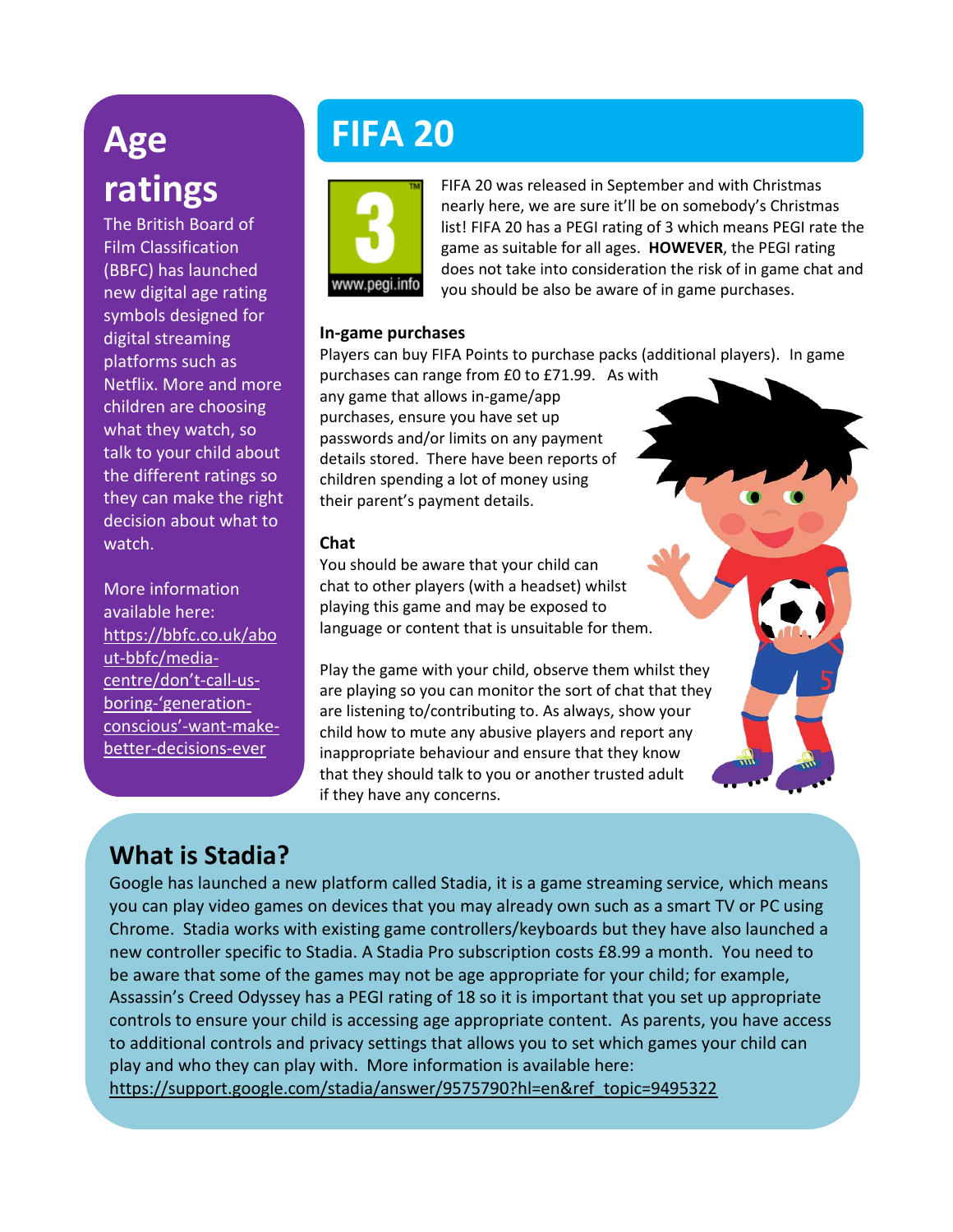## Age ratings

The British Board of Film Classification (BBFC) has launched new digital age rating symbols designed for digital streaming platforms such as Netflix. More and more children are choosing what they watch, so talk to your child about the different ratings so they can make the right decision about what to watch.

More information available here: https://bbfc.co.uk/about-bbfc/media-centre/don't-call-us-boring-'generation-conscious'-want-make-better-decisions-ever

## FIFA 20

FIFA 20 was released in September and with Christmas nearly here, we are sure it'll be on somebody's Christmas list! FIFA 20 has a PEGI rating of 3 which means PEGI rate the game as suitable for all ages. **HOWEVER**, the PEGI rating does not take into consideration the risk of in game chat and you should be also be aware of in game purchases.

**In-game purchases**

Players can buy FIFA Points to purchase packs (additional players). In game purchases can range from £0 to £71.99. As with any game that allows in-game/app purchases, ensure you have set up passwords and/or limits on any payment details stored. There have been reports of children spending a lot of money using their parent's payment details.

**Chat**

You should be aware that your child can chat to other players (with a headset) whilst playing this game and may be exposed to language or content that is unsuitable for them.

Play the game with your child, observe them whilst they are playing so you can monitor the sort of chat that they are listening to/contributing to. As always, show your child how to mute any abusive players and report any inappropriate behaviour and ensure that they know that they should talk to you or another trusted adult if they have any concerns.

## What is Stadia?

Google has launched a new platform called Stadia, it is a game streaming service, which means you can play video games on devices that you may already own such as a smart TV or PC using Chrome. Stadia works with existing game controllers/keyboards but they have also launched a new controller specific to Stadia. A Stadia Pro subscription costs £8.99 a month. You need to be aware that some of the games may not be age appropriate for your child; for example, Assassin's Creed Odyssey has a PEGI rating of 18 so it is important that you set up appropriate controls to ensure your child is accessing age appropriate content. As parents, you have access to additional controls and privacy settings that allows you to set which games your child can play and who they can play with. More information is available here: https://support.google.com/stadia/answer/9575790?hl=en&ref_topic=9495322